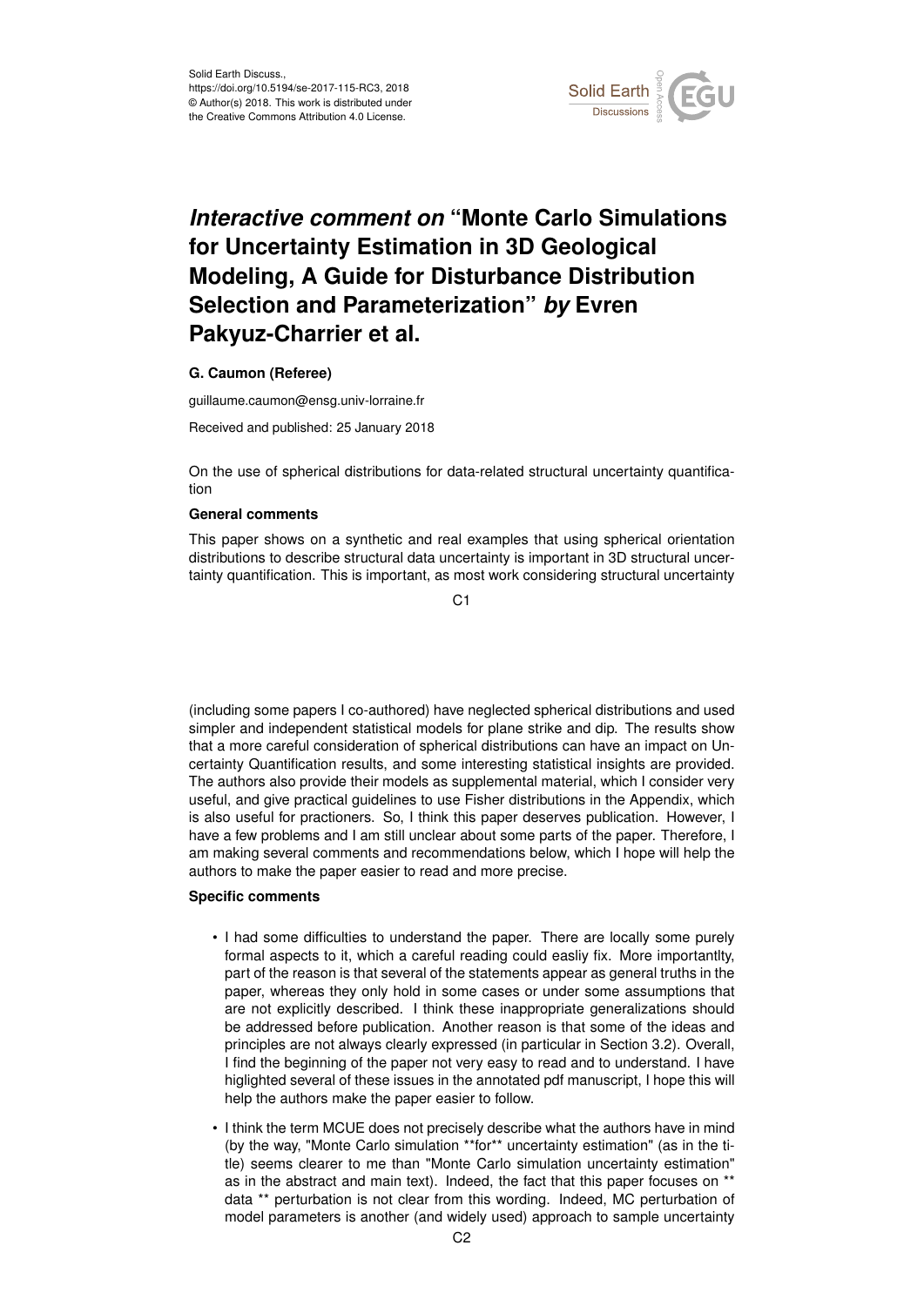Solid Earth Discuss.,
https://doi.org/10.5194/se-2017-115-RC3, 2018
© Author(s) 2018. This work is distributed under
the Creative Commons Attribution 4.0 License.

# *Interactive comment on* "Monte Carlo Simulations for Uncertainty Estimation in 3D Geological Modeling, A Guide for Disturbance Distribution Selection and Parameterization" *by* Evren Pakyuz-Charrier et al.

**G. Caumon (Referee)**

guillaume.caumon@ensg.univ-lorraine.fr

Received and published: 25 January 2018

On the use of spherical distributions for data-related structural uncertainty quantification

**General comments**

This paper shows on a synthetic and real examples that using spherical orientation distributions to describe structural data uncertainty is important in 3D structural uncertainty quantification. This is important, as most work considering structural uncertainty (including some papers I co-authored) have neglected spherical distributions and used simpler and independent statistical models for plane strike and dip. The results show that a more careful consideration of spherical distributions can have an impact on Uncertainty Quantification results, and some interesting statistical insights are provided. The authors also provide their models as supplemental material, which I consider very useful, and give practical guidelines to use Fisher distributions in the Appendix, which is also useful for practioners. So, I think this paper deserves publication. However, I have a few problems and I am still unclear about some parts of the paper. Therefore, I am making several comments and recommendations below, which I hope will help the authors to make the paper easier to read and more precise.

**Specific comments**

- I had some difficulties to understand the paper. There are locally some purely formal aspects to it, which a careful reading could easliy fix. More importantlty, part of the reason is that several of the statements appear as general truths in the paper, whereas they only hold in some cases or under some assumptions that are not explicitly described. I think these inappropriate generalizations should be addressed before publication. Another reason is that some of the ideas and principles are not always clearly expressed (in particular in Section 3.2). Overall, I find the beginning of the paper not very easy to read and to understand. I have higlighted several of these issues in the annotated pdf manuscript, I hope this will help the authors make the paper easier to follow.
- I think the term MCUE does not precisely describe what the authors have in mind (by the way, "Monte Carlo simulation **for** uncertainty estimation" (as in the title) seems clearer to me than "Monte Carlo simulation uncertainty estimation" as in the abstract and main text). Indeed, the fact that this paper focuses on ** data ** perturbation is not clear from this wording. Indeed, MC perturbation of model parameters is another (and widely used) approach to sample uncertainty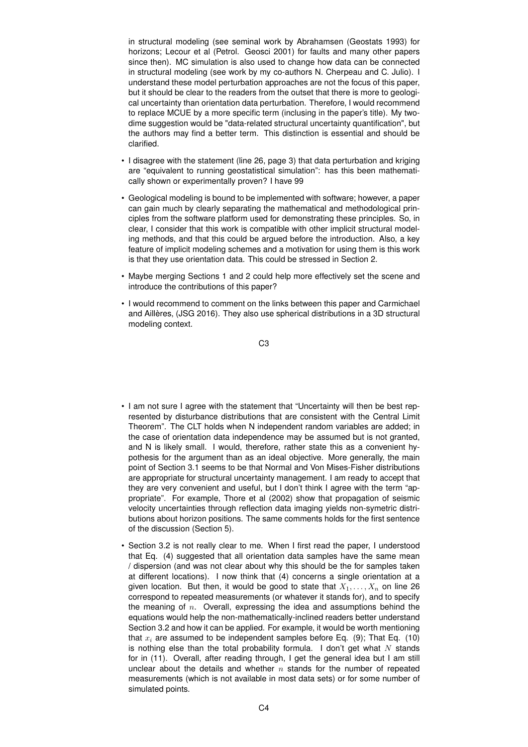in structural modeling (see seminal work by Abrahamsen (Geostats 1993) for horizons; Lecour et al (Petrol. Geosci 2001) for faults and many other papers since then). MC simulation is also used to change how data can be connected in structural modeling (see work by my co-authors N. Cherpeau and C. Julio). I understand these model perturbation approaches are not the focus of this paper, but it should be clear to the readers from the outset that there is more to geological uncertainty than orientation data perturbation. Therefore, I would recommend to replace MCUE by a more specific term (inclusing in the paper's title). My two-dime suggestion would be "data-related structural uncertainty quantification", but the authors may find a better term. This distinction is essential and should be clarified.

- I disagree with the statement (line 26, page 3) that data perturbation and kriging are "equivalent to running geostatistical simulation": has this been mathematically shown or experimentally proven? I have 99
- Geological modeling is bound to be implemented with software; however, a paper can gain much by clearly separating the mathematical and methodological principles from the software platform used for demonstrating these principles. So, in clear, I consider that this work is compatible with other implicit structural modeling methods, and that this could be argued before the introduction. Also, a key feature of implicit modeling schemes and a motivation for using them is this work is that they use orientation data. This could be stressed in Section 2.
- Maybe merging Sections 1 and 2 could help more effectively set the scene and introduce the contributions of this paper?
- I would recommend to comment on the links between this paper and Carmichael and Aillères, (JSG 2016). They also use spherical distributions in a 3D structural modeling context.

- I am not sure I agree with the statement that "Uncertainty will then be best represented by disturbance distributions that are consistent with the Central Limit Theorem". The CLT holds when N independent random variables are added; in the case of orientation data independence may be assumed but is not granted, and N is likely small. I would, therefore, rather state this as a convenient hypothesis for the argument than as an ideal objective. More generally, the main point of Section 3.1 seems to be that Normal and Von Mises-Fisher distributions are appropriate for structural uncertainty management. I am ready to accept that they are very convenient and useful, but I don't think I agree with the term "appropriate". For example, Thore et al (2002) show that propagation of seismic velocity uncertainties through reflection data imaging yields non-symetric distributions about horizon positions. The same comments holds for the first sentence of the discussion (Section 5).
- Section 3.2 is not really clear to me. When I first read the paper, I understood that Eq. (4) suggested that all orientation data samples have the same mean / dispersion (and was not clear about why this should be the for samples taken at different locations). I now think that (4) concerns a single orientation at a given location. But then, it would be good to state that $X_1, \ldots, X_n$ on line 26 correspond to repeated measurements (or whatever it stands for), and to specify the meaning of $n$. Overall, expressing the idea and assumptions behind the equations would help the non-mathematically-inclined readers better understand Section 3.2 and how it can be applied. For example, it would be worth mentioning that $x_i$ are assumed to be independent samples before Eq. (9); That Eq. (10) is nothing else than the total probability formula. I don't get what $N$ stands for in (11). Overall, after reading through, I get the general idea but I am still unclear about the details and whether $n$ stands for the number of repeated measurements (which is not available in most data sets) or for some number of simulated points.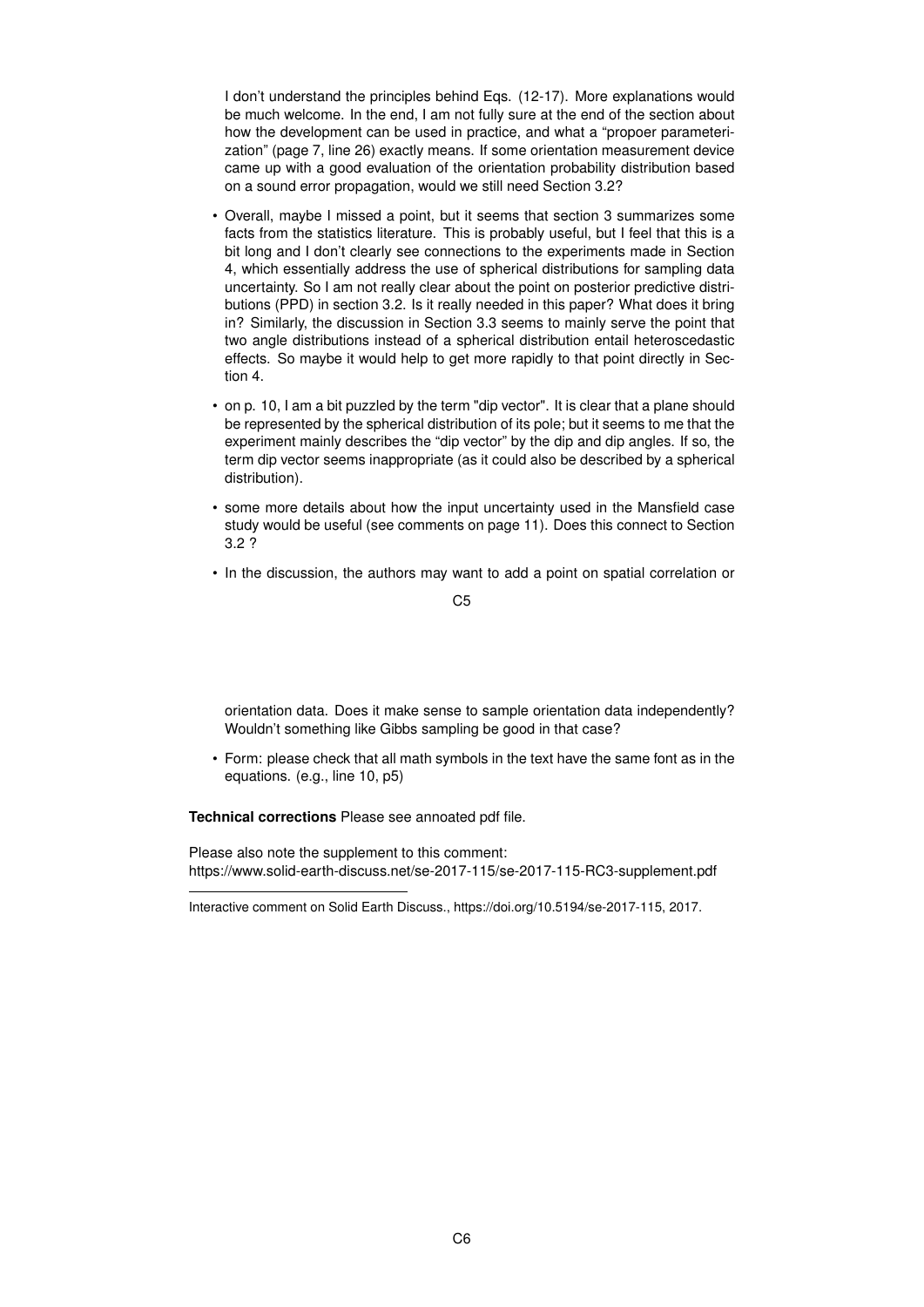I don't understand the principles behind Eqs. (12-17). More explanations would be much welcome. In the end, I am not fully sure at the end of the section about how the development can be used in practice, and what a "propoer parameterization" (page 7, line 26) exactly means. If some orientation measurement device came up with a good evaluation of the orientation probability distribution based on a sound error propagation, would we still need Section 3.2?

- Overall, maybe I missed a point, but it seems that section 3 summarizes some facts from the statistics literature. This is probably useful, but I feel that this is a bit long and I don't clearly see connections to the experiments made in Section 4, which essentially address the use of spherical distributions for sampling data uncertainty. So I am not really clear about the point on posterior predictive distributions (PPD) in section 3.2. Is it really needed in this paper? What does it bring in? Similarly, the discussion in Section 3.3 seems to mainly serve the point that two angle distributions instead of a spherical distribution entail heteroscedastic effects. So maybe it would help to get more rapidly to that point directly in Section 4.
- on p. 10, I am a bit puzzled by the term "dip vector". It is clear that a plane should be represented by the spherical distribution of its pole; but it seems to me that the experiment mainly describes the "dip vector" by the dip and dip angles. If so, the term dip vector seems inappropriate (as it could also be described by a spherical distribution).
- some more details about how the input uncertainty used in the Mansfield case study would be useful (see comments on page 11). Does this connect to Section 3.2 ?
- In the discussion, the authors may want to add a point on spatial correlation or orientation data. Does it make sense to sample orientation data independently? Wouldn't something like Gibbs sampling be good in that case?
- Form: please check that all math symbols in the text have the same font as in the equations. (e.g., line 10, p5)

**Technical corrections** Please see annoated pdf file.

Please also note the supplement to this comment:
https://www.solid-earth-discuss.net/se-2017-115/se-2017-115-RC3-supplement.pdf

Interactive comment on Solid Earth Discuss., https://doi.org/10.5194/se-2017-115, 2017.